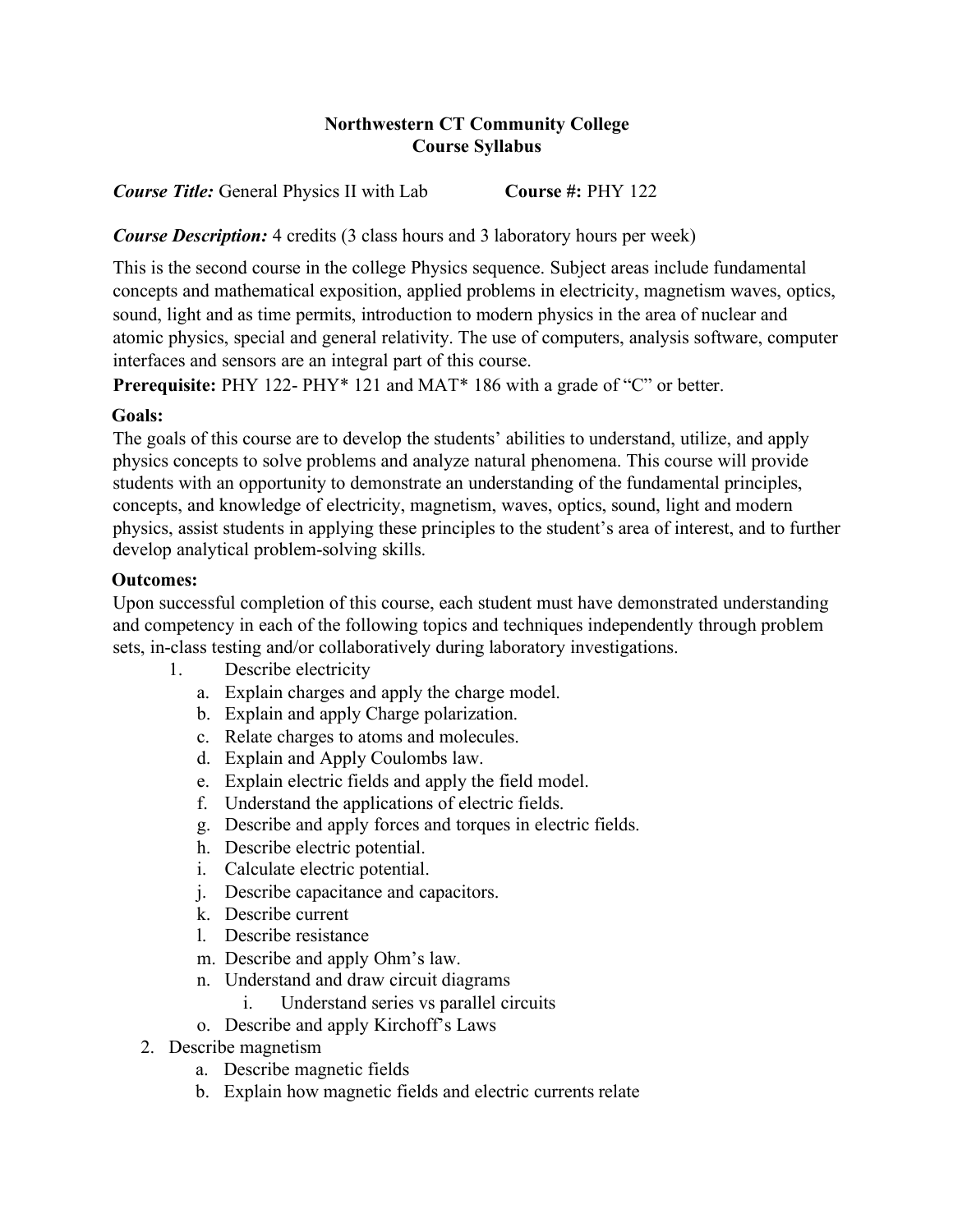**Northwestern CT Community College**
**Course Syllabus**

***Course Title:*** General Physics II with Lab **Course #:** PHY 122

***Course Description:*** 4 credits (3 class hours and 3 laboratory hours per week)

This is the second course in the college Physics sequence. Subject areas include fundamental concepts and mathematical exposition, applied problems in electricity, magnetism waves, optics, sound, light and as time permits, introduction to modern physics in the area of nuclear and atomic physics, special and general relativity. The use of computers, analysis software, computer interfaces and sensors are an integral part of this course.

**Prerequisite:** PHY 122- PHY* 121 and MAT* 186 with a grade of "C" or better.

**Goals:**

The goals of this course are to develop the students' abilities to understand, utilize, and apply physics concepts to solve problems and analyze natural phenomena. This course will provide students with an opportunity to demonstrate an understanding of the fundamental principles, concepts, and knowledge of electricity, magnetism, waves, optics, sound, light and modern physics, assist students in applying these principles to the student's area of interest, and to further develop analytical problem-solving skills.

**Outcomes:**

Upon successful completion of this course, each student must have demonstrated understanding and competency in each of the following topics and techniques independently through problem sets, in-class testing and/or collaboratively during laboratory investigations.

1. Describe electricity
   a. Explain charges and apply the charge model.
   b. Explain and apply Charge polarization.
   c. Relate charges to atoms and molecules.
   d. Explain and Apply Coulombs law.
   e. Explain electric fields and apply the field model.
   f. Understand the applications of electric fields.
   g. Describe and apply forces and torques in electric fields.
   h. Describe electric potential.
   i. Calculate electric potential.
   j. Describe capacitance and capacitors.
   k. Describe current
   l. Describe resistance
   m. Describe and apply Ohm's law.
   n. Understand and draw circuit diagrams
      i. Understand series vs parallel circuits
   o. Describe and apply Kirchoff's Laws
2. Describe magnetism
   a. Describe magnetic fields
   b. Explain how magnetic fields and electric currents relate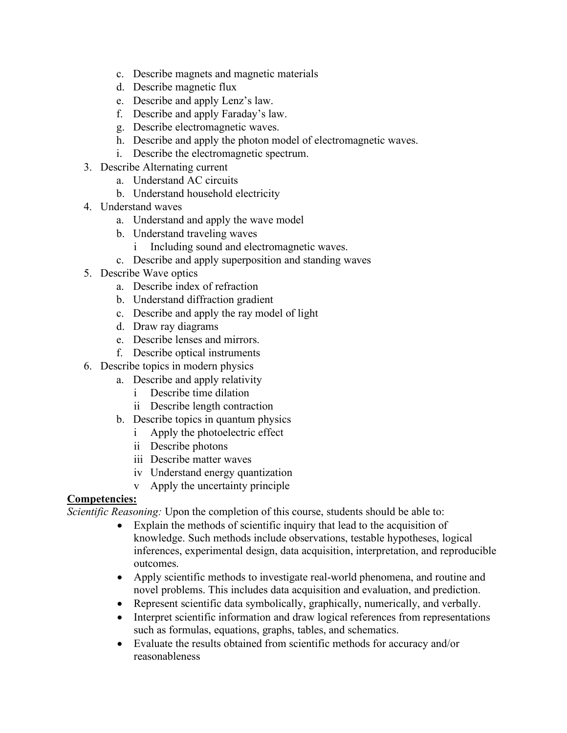c. Describe magnets and magnetic materials
   d. Describe magnetic flux
   e. Describe and apply Lenz's law.
   f. Describe and apply Faraday's law.
   g. Describe electromagnetic waves.
   h. Describe and apply the photon model of electromagnetic waves.
   i. Describe the electromagnetic spectrum.
3. Describe Alternating current
   a. Understand AC circuits
   b. Understand household electricity
4. Understand waves
   a. Understand and apply the wave model
   b. Understand traveling waves
      i Including sound and electromagnetic waves.
   c. Describe and apply superposition and standing waves
5. Describe Wave optics
   a. Describe index of refraction
   b. Understand diffraction gradient
   c. Describe and apply the ray model of light
   d. Draw ray diagrams
   e. Describe lenses and mirrors.
   f. Describe optical instruments
6. Describe topics in modern physics
   a. Describe and apply relativity
      i Describe time dilation
      ii Describe length contraction
   b. Describe topics in quantum physics
      i Apply the photoelectric effect
      ii Describe photons
      iii Describe matter waves
      iv Understand energy quantization
      v Apply the uncertainty principle

**Competencies:**

*Scientific Reasoning:* Upon the completion of this course, students should be able to:

- Explain the methods of scientific inquiry that lead to the acquisition of knowledge. Such methods include observations, testable hypotheses, logical inferences, experimental design, data acquisition, interpretation, and reproducible outcomes.
- Apply scientific methods to investigate real-world phenomena, and routine and novel problems. This includes data acquisition and evaluation, and prediction.
- Represent scientific data symbolically, graphically, numerically, and verbally.
- Interpret scientific information and draw logical references from representations such as formulas, equations, graphs, tables, and schematics.
- Evaluate the results obtained from scientific methods for accuracy and/or reasonableness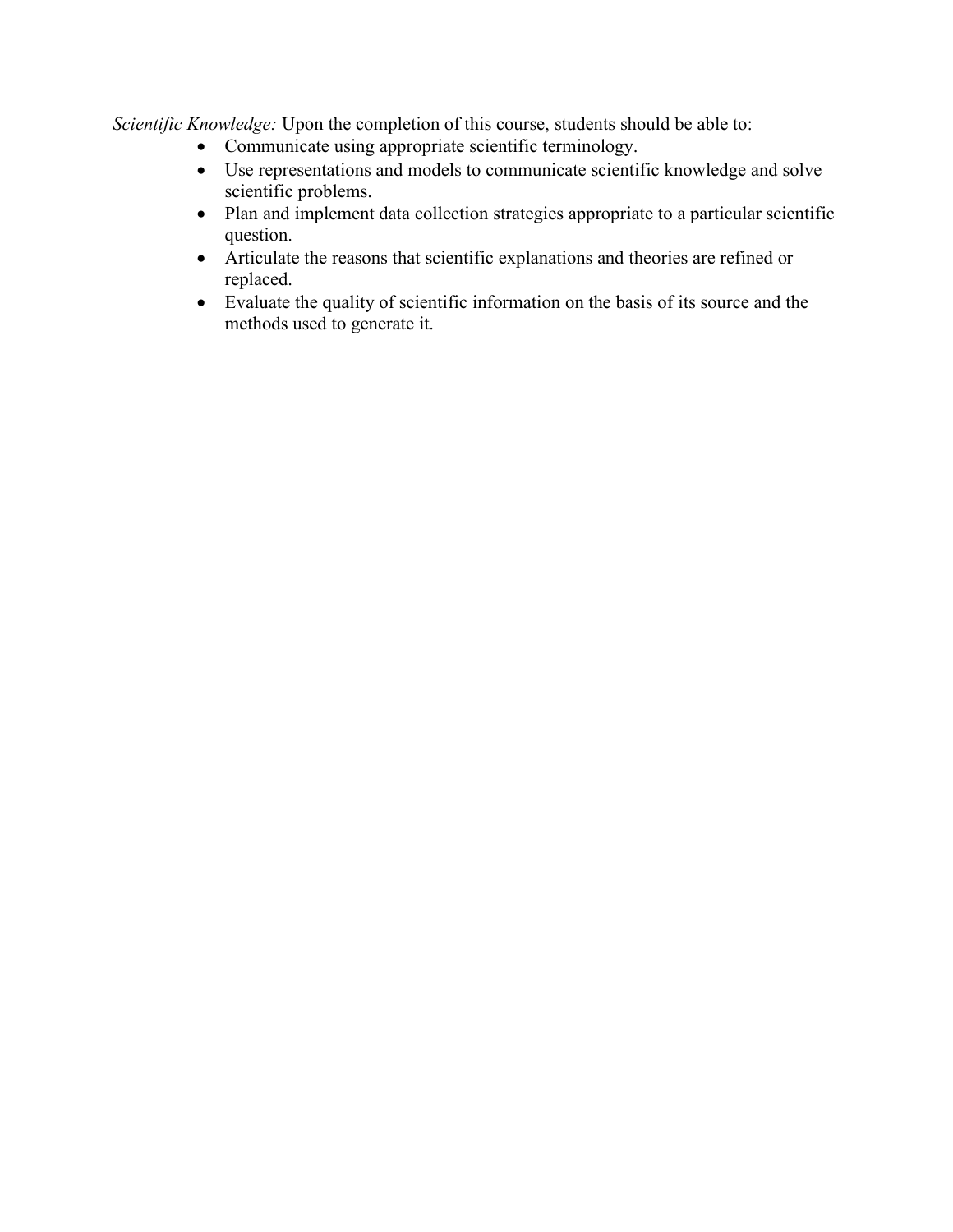*Scientific Knowledge:* Upon the completion of this course, students should be able to:

- Communicate using appropriate scientific terminology.
- Use representations and models to communicate scientific knowledge and solve scientific problems.
- Plan and implement data collection strategies appropriate to a particular scientific question.
- Articulate the reasons that scientific explanations and theories are refined or replaced.
- Evaluate the quality of scientific information on the basis of its source and the methods used to generate it.